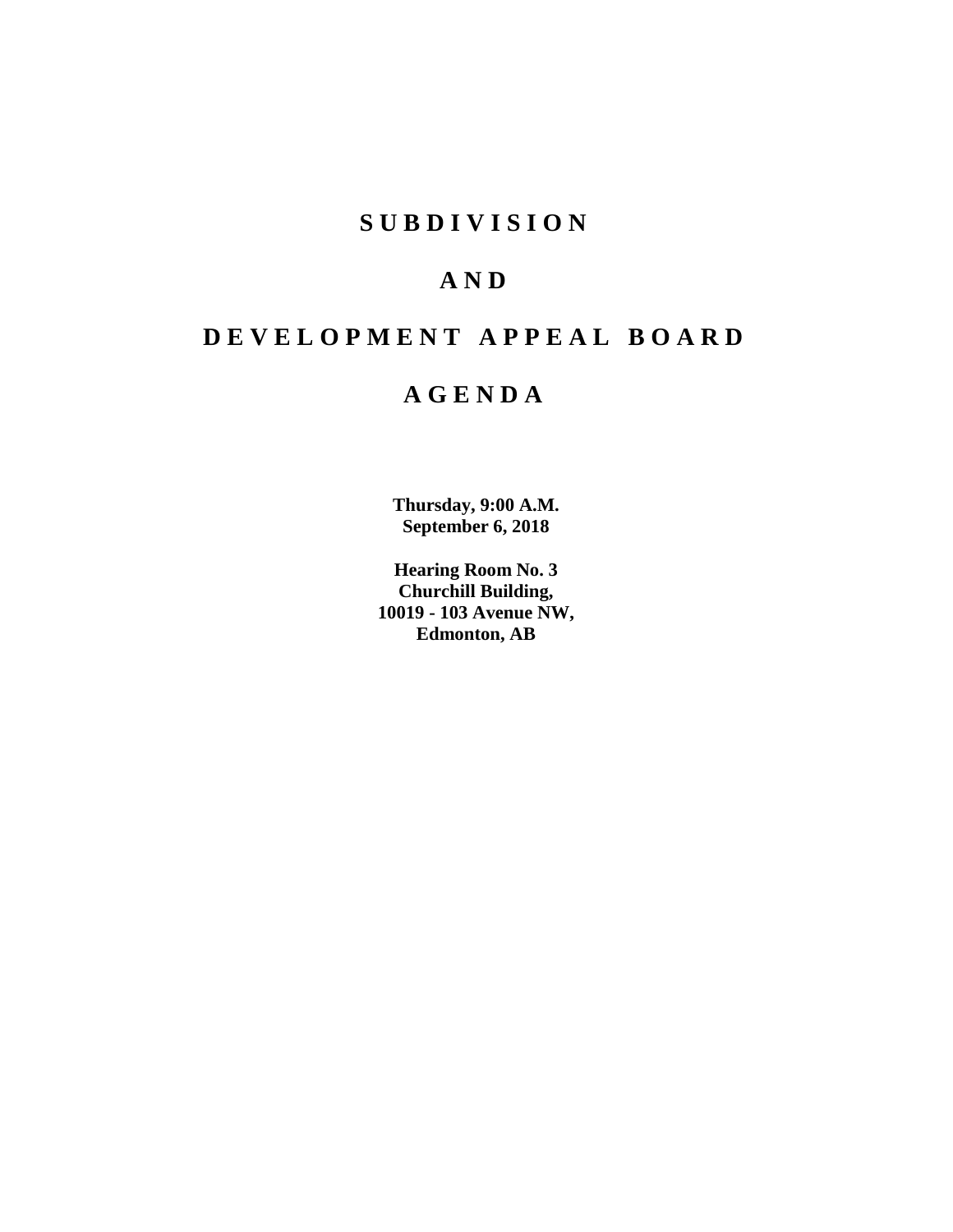# SUBDIVISION

# AND

# DEVELOPMENT APPEAL BOARD

# AGENDA

**Thursday, 9:00 A.M.**
**September 6, 2018**

**Hearing Room No. 3**
**Churchill Building,**
**10019 - 103 Avenue NW,**
**Edmonton, AB**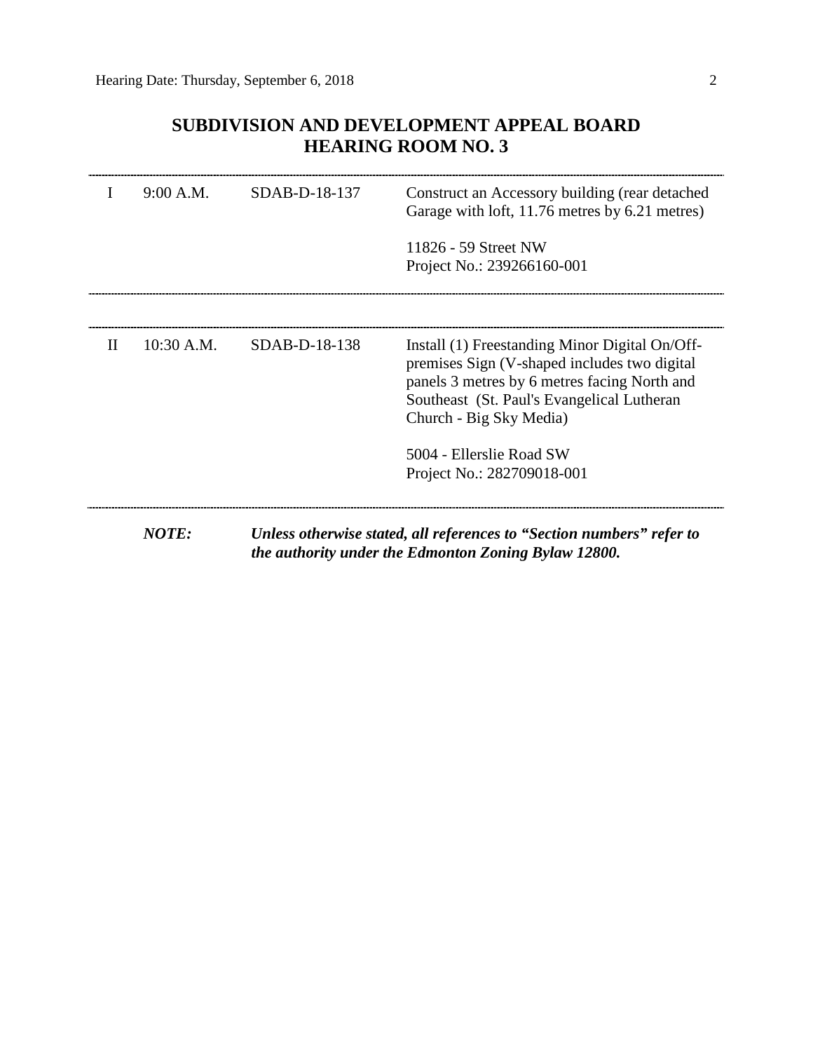## SUBDIVISION AND DEVELOPMENT APPEAL BOARD
## HEARING ROOM NO. 3

| | | | |
|---|---|---|---|
| I | 9:00 A.M. | SDAB-D-18-137 | Construct an Accessory building (rear detached Garage with loft, 11.76 metres by 6.21 metres)<br><br>11826 - 59 Street NW<br>Project No.: 239266160-001 |
| II | 10:30 A.M. | SDAB-D-18-138 | Install (1) Freestanding Minor Digital On/Off-premises Sign (V-shaped includes two digital panels 3 metres by 6 metres facing North and Southeast (St. Paul's Evangelical Lutheran Church - Big Sky Media)<br><br>5004 - Ellerslie Road SW<br>Project No.: 282709018-001 |

***NOTE:*** ***Unless otherwise stated, all references to "Section numbers" refer to the authority under the Edmonton Zoning Bylaw 12800.***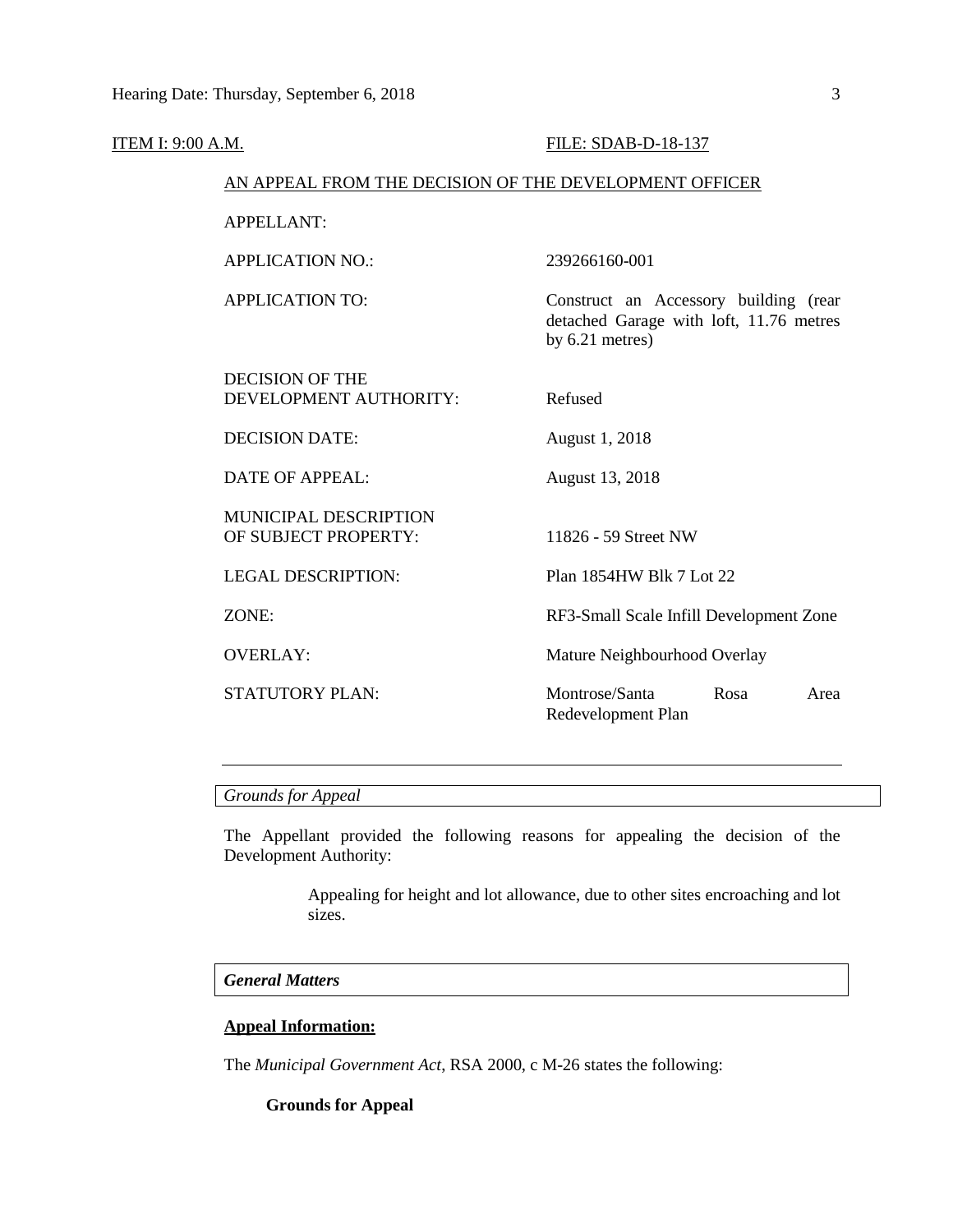ITEM I: 9:00 A.M. FILE: SDAB-D-18-137

AN APPEAL FROM THE DECISION OF THE DEVELOPMENT OFFICER

| | |
|---|---|
| APPELLANT: | |
| APPLICATION NO.: | 239266160-001 |
| APPLICATION TO: | Construct an Accessory building (rear detached Garage with loft, 11.76 metres by 6.21 metres) |
| DECISION OF THE DEVELOPMENT AUTHORITY: | Refused |
| DECISION DATE: | August 1, 2018 |
| DATE OF APPEAL: | August 13, 2018 |
| MUNICIPAL DESCRIPTION OF SUBJECT PROPERTY: | 11826 - 59 Street NW |
| LEGAL DESCRIPTION: | Plan 1854HW Blk 7 Lot 22 |
| ZONE: | RF3-Small Scale Infill Development Zone |
| OVERLAY: | Mature Neighbourhood Overlay |
| STATUTORY PLAN: | Montrose/Santa Rosa Area Redevelopment Plan |

---

*Grounds for Appeal*

The Appellant provided the following reasons for appealing the decision of the Development Authority:

> Appealing for height and lot allowance, due to other sites encroaching and lot sizes.

***General Matters***

**Appeal Information:**

The *Municipal Government Act*, RSA 2000, c M-26 states the following:

**Grounds for Appeal**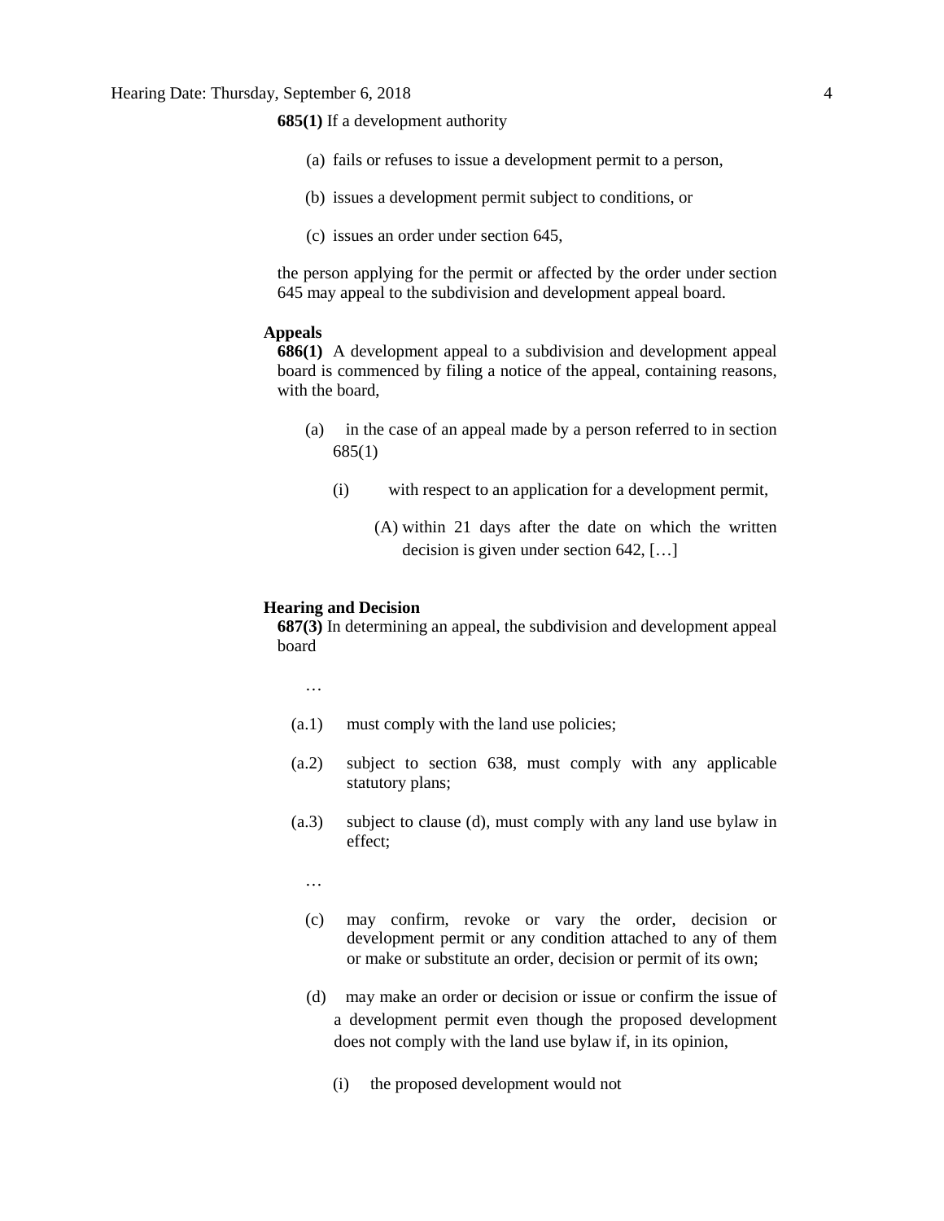**685(1)** If a development authority

(a) fails or refuses to issue a development permit to a person,

(b) issues a development permit subject to conditions, or

(c) issues an order under section 645,

the person applying for the permit or affected by the order under section 645 may appeal to the subdivision and development appeal board.

**Appeals**

**686(1)** A development appeal to a subdivision and development appeal board is commenced by filing a notice of the appeal, containing reasons, with the board,

(a) in the case of an appeal made by a person referred to in section 685(1)

(i) with respect to an application for a development permit,

(A) within 21 days after the date on which the written decision is given under section 642, […]

**Hearing and Decision**

**687(3)** In determining an appeal, the subdivision and development appeal board

…

(a.1) must comply with the land use policies;

(a.2) subject to section 638, must comply with any applicable statutory plans;

(a.3) subject to clause (d), must comply with any land use bylaw in effect;

…

(c) may confirm, revoke or vary the order, decision or development permit or any condition attached to any of them or make or substitute an order, decision or permit of its own;

(d) may make an order or decision or issue or confirm the issue of a development permit even though the proposed development does not comply with the land use bylaw if, in its opinion,

(i) the proposed development would not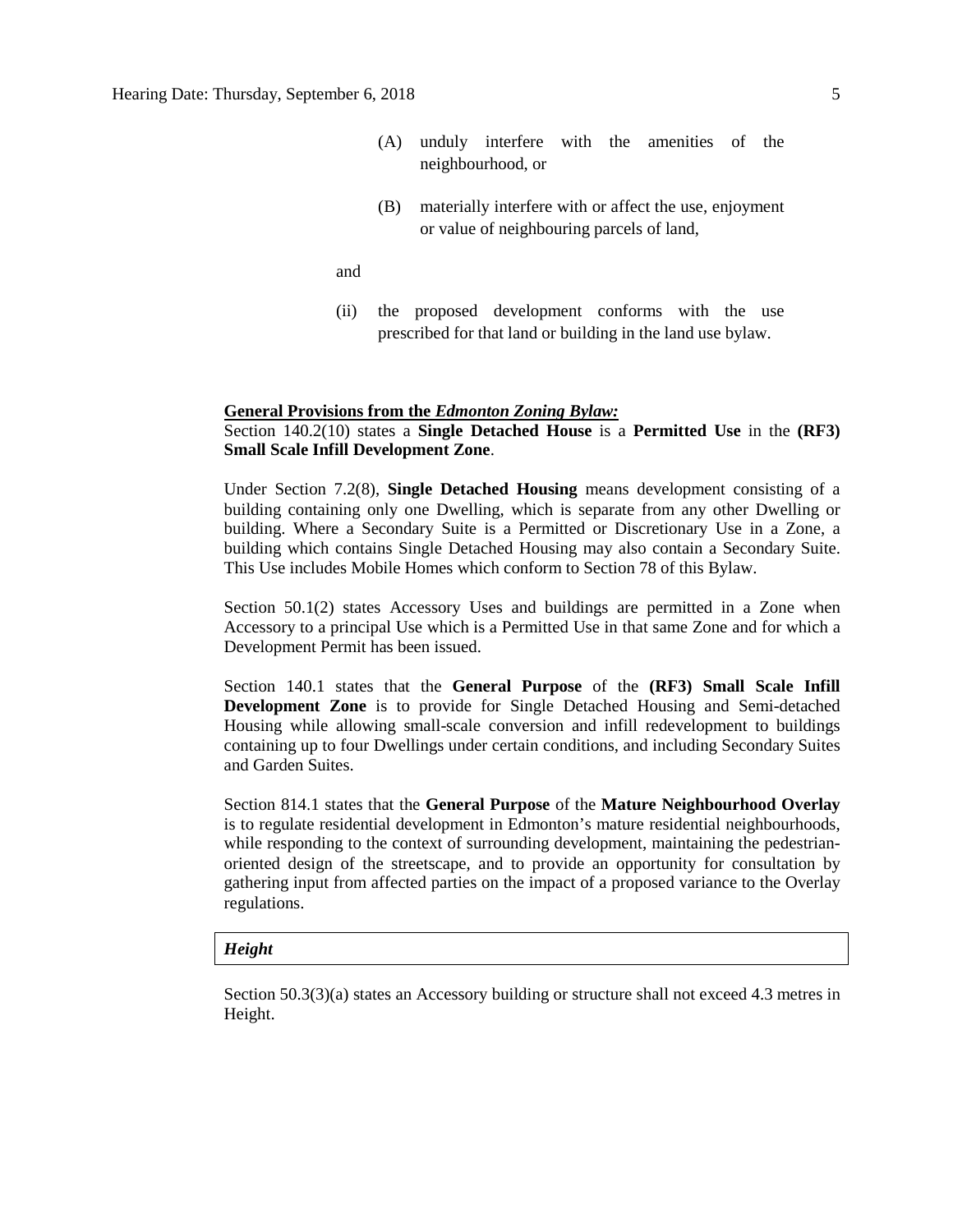(A) unduly interfere with the amenities of the neighbourhood, or

(B) materially interfere with or affect the use, enjoyment or value of neighbouring parcels of land,

and

(ii) the proposed development conforms with the use prescribed for that land or building in the land use bylaw.

**General Provisions from the *Edmonton Zoning Bylaw:***

Section 140.2(10) states a **Single Detached House** is a **Permitted Use** in the **(RF3) Small Scale Infill Development Zone**.

Under Section 7.2(8), **Single Detached Housing** means development consisting of a building containing only one Dwelling, which is separate from any other Dwelling or building. Where a Secondary Suite is a Permitted or Discretionary Use in a Zone, a building which contains Single Detached Housing may also contain a Secondary Suite. This Use includes Mobile Homes which conform to Section 78 of this Bylaw.

Section 50.1(2) states Accessory Uses and buildings are permitted in a Zone when Accessory to a principal Use which is a Permitted Use in that same Zone and for which a Development Permit has been issued.

Section 140.1 states that the **General Purpose** of the **(RF3) Small Scale Infill Development Zone** is to provide for Single Detached Housing and Semi-detached Housing while allowing small-scale conversion and infill redevelopment to buildings containing up to four Dwellings under certain conditions, and including Secondary Suites and Garden Suites.

Section 814.1 states that the **General Purpose** of the **Mature Neighbourhood Overlay** is to regulate residential development in Edmonton's mature residential neighbourhoods, while responding to the context of surrounding development, maintaining the pedestrian-oriented design of the streetscape, and to provide an opportunity for consultation by gathering input from affected parties on the impact of a proposed variance to the Overlay regulations.

***Height***

Section 50.3(3)(a) states an Accessory building or structure shall not exceed 4.3 metres in Height.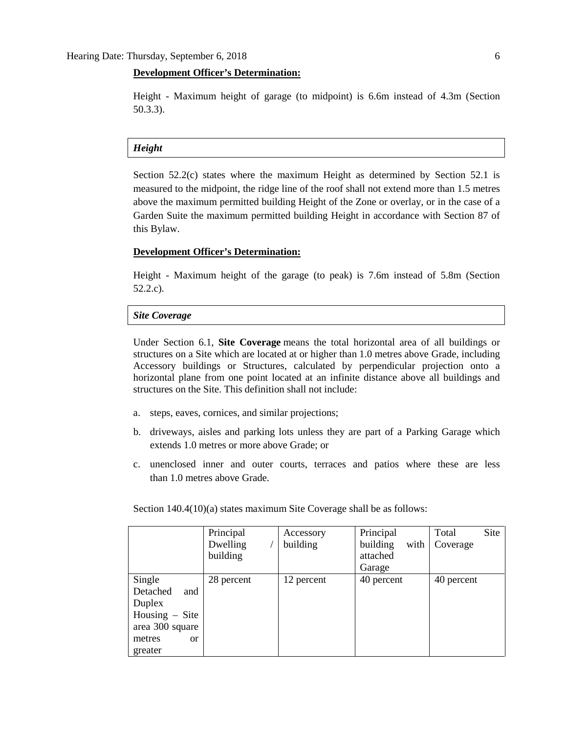**Development Officer's Determination:**

Height - Maximum height of garage (to midpoint) is 6.6m instead of 4.3m (Section 50.3.3).

***Height***

Section 52.2(c) states where the maximum Height as determined by Section 52.1 is measured to the midpoint, the ridge line of the roof shall not extend more than 1.5 metres above the maximum permitted building Height of the Zone or overlay, or in the case of a Garden Suite the maximum permitted building Height in accordance with Section 87 of this Bylaw.

**Development Officer's Determination:**

Height - Maximum height of the garage (to peak) is 7.6m instead of 5.8m (Section 52.2.c).

***Site Coverage***

Under Section 6.1, **Site Coverage** means the total horizontal area of all buildings or structures on a Site which are located at or higher than 1.0 metres above Grade, including Accessory buildings or Structures, calculated by perpendicular projection onto a horizontal plane from one point located at an infinite distance above all buildings and structures on the Site. This definition shall not include:

a. steps, eaves, cornices, and similar projections;

b. driveways, aisles and parking lots unless they are part of a Parking Garage which extends 1.0 metres or more above Grade; or

c. unenclosed inner and outer courts, terraces and patios where these are less than 1.0 metres above Grade.

Section 140.4(10)(a) states maximum Site Coverage shall be as follows:

| | Principal Dwelling / building | Accessory building | Principal building with attached Garage | Total Site Coverage |
|---|---|---|---|---|
| Single Detached and Duplex Housing – Site area 300 square metres or greater | 28 percent | 12 percent | 40 percent | 40 percent |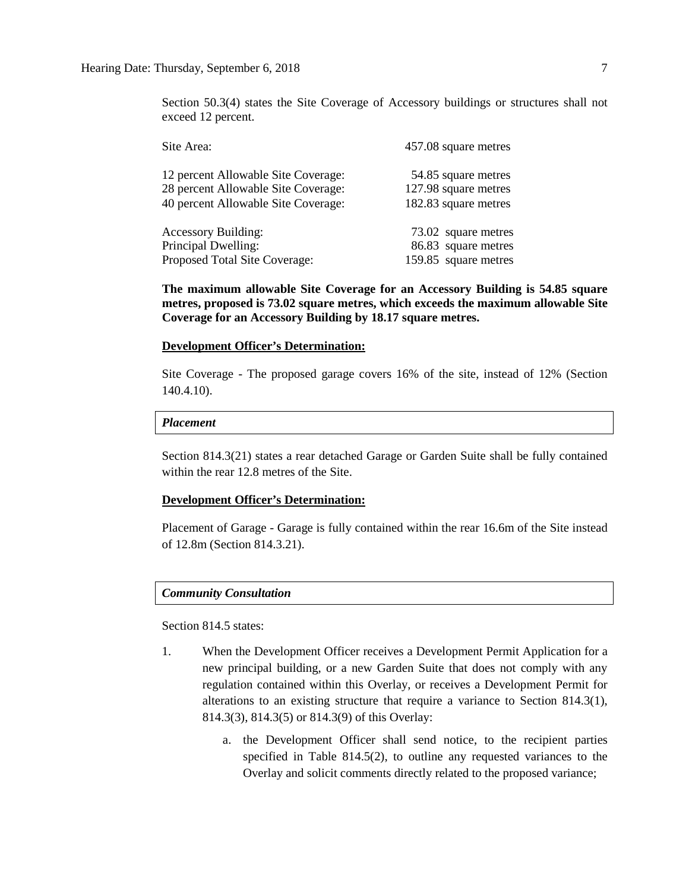Section 50.3(4) states the Site Coverage of Accessory buildings or structures shall not exceed 12 percent.

| | |
|---|---|
| Site Area: | 457.08 square metres |
| 12 percent Allowable Site Coverage: | 54.85 square metres |
| 28 percent Allowable Site Coverage: | 127.98 square metres |
| 40 percent Allowable Site Coverage: | 182.83 square metres |
| Accessory Building: | 73.02 square metres |
| Principal Dwelling: | 86.83 square metres |
| Proposed Total Site Coverage: | 159.85 square metres |

**The maximum allowable Site Coverage for an Accessory Building is 54.85 square metres, proposed is 73.02 square metres, which exceeds the maximum allowable Site Coverage for an Accessory Building by 18.17 square metres.**

**Development Officer's Determination:**

Site Coverage - The proposed garage covers 16% of the site, instead of 12% (Section 140.4.10).

***Placement***

Section 814.3(21) states a rear detached Garage or Garden Suite shall be fully contained within the rear 12.8 metres of the Site.

**Development Officer's Determination:**

Placement of Garage - Garage is fully contained within the rear 16.6m of the Site instead of 12.8m (Section 814.3.21).

***Community Consultation***

Section 814.5 states:

1. When the Development Officer receives a Development Permit Application for a new principal building, or a new Garden Suite that does not comply with any regulation contained within this Overlay, or receives a Development Permit for alterations to an existing structure that require a variance to Section 814.3(1), 814.3(3), 814.3(5) or 814.3(9) of this Overlay:

    a. the Development Officer shall send notice, to the recipient parties specified in Table 814.5(2), to outline any requested variances to the Overlay and solicit comments directly related to the proposed variance;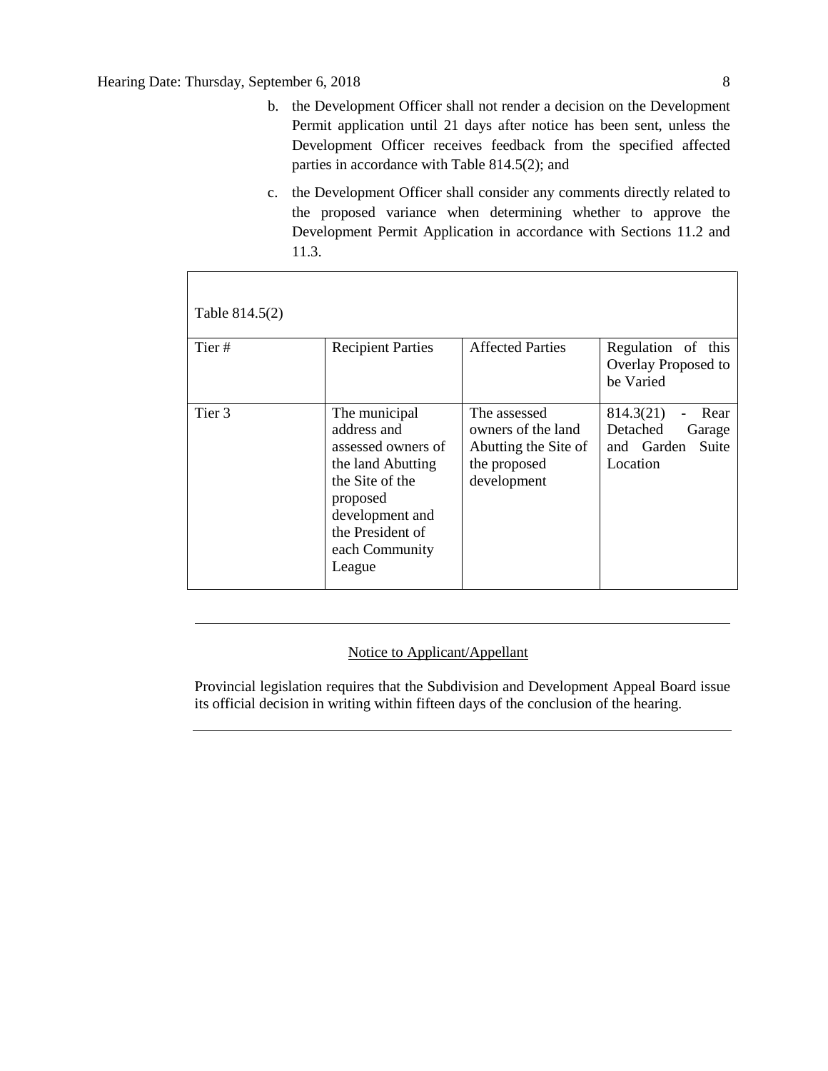b. the Development Officer shall not render a decision on the Development Permit application until 21 days after notice has been sent, unless the Development Officer receives feedback from the specified affected parties in accordance with Table 814.5(2); and

c. the Development Officer shall consider any comments directly related to the proposed variance when determining whether to approve the Development Permit Application in accordance with Sections 11.2 and 11.3.

Table 814.5(2)

| Tier # | Recipient Parties | Affected Parties | Regulation of this Overlay Proposed to be Varied |
|---|---|---|---|
| Tier 3 | The municipal address and assessed owners of the land Abutting the Site of the proposed development and the President of each Community League | The assessed owners of the land Abutting the Site of the proposed development | 814.3(21) - Rear Detached Garage and Garden Suite Location |

---

<u>Notice to Applicant/Appellant</u>

Provincial legislation requires that the Subdivision and Development Appeal Board issue its official decision in writing within fifteen days of the conclusion of the hearing.

---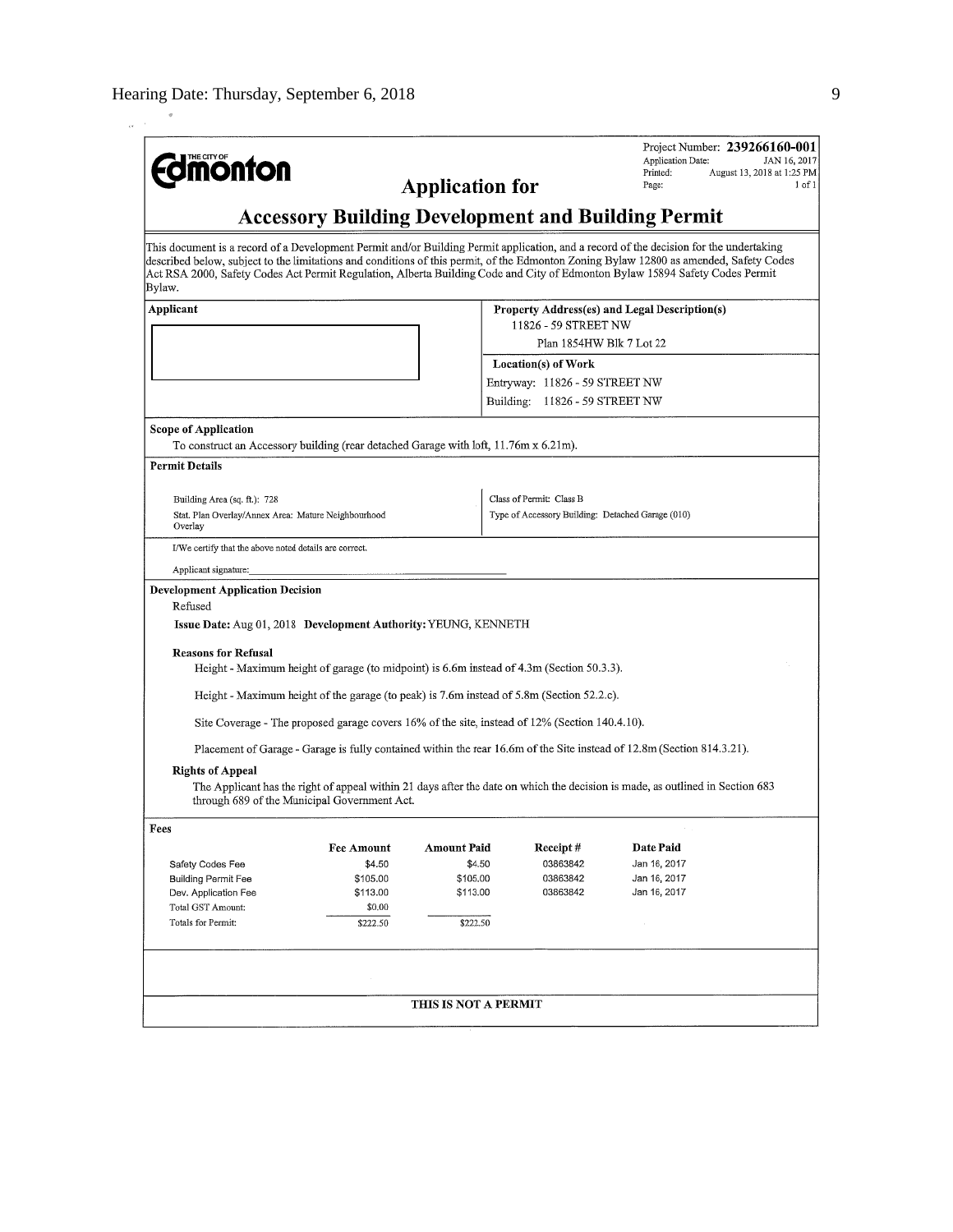**Edmonton** (THE CITY OF)

Project Number: **239266160-001**
Application Date: JAN 16, 2017
Printed: August 13, 2018 at 1:25 PM
Page: 1 of 1

## Application for

# Accessory Building Development and Building Permit

This document is a record of a Development Permit and/or Building Permit application, and a record of the decision for the undertaking described below, subject to the limitations and conditions of this permit, of the Edmonton Zoning Bylaw 12800 as amended, Safety Codes Act RSA 2000, Safety Codes Act Permit Regulation, Alberta Building Code and City of Edmonton Bylaw 15894 Safety Codes Permit Bylaw.

| **Applicant** | **Property Address(es) and Legal Description(s)** |
|---|---|
| | 11826 - 59 STREET NW<br>Plan 1854HW Blk 7 Lot 22 |
| | **Location(s) of Work**<br>Entryway: 11826 - 59 STREET NW<br>Building: 11826 - 59 STREET NW |

**Scope of Application**

To construct an Accessory building (rear detached Garage with loft, 11.76m x 6.21m).

**Permit Details**

| | |
|---|---|
| Building Area (sq. ft.): 728 | Class of Permit: Class B |
| Stat. Plan Overlay/Annex Area: Mature Neighbourhood Overlay | Type of Accessory Building: Detached Garage (010) |

I/We certify that the above noted details are correct.

Applicant signature: ______________________

**Development Application Decision**

Refused

**Issue Date:** Aug 01, 2018 **Development Authority:** YEUNG, KENNETH

**Reasons for Refusal**

Height - Maximum height of garage (to midpoint) is 6.6m instead of 4.3m (Section 50.3.3).

Height - Maximum height of the garage (to peak) is 7.6m instead of 5.8m (Section 52.2.c).

Site Coverage - The proposed garage covers 16% of the site, instead of 12% (Section 140.4.10).

Placement of Garage - Garage is fully contained within the rear 16.6m of the Site instead of 12.8m (Section 814.3.21).

**Rights of Appeal**

The Applicant has the right of appeal within 21 days after the date on which the decision is made, as outlined in Section 683 through 689 of the Municipal Government Act.

**Fees**

| | Fee Amount | Amount Paid | Receipt # | Date Paid |
|---|---|---|---|---|
| Safety Codes Fee | $4.50 | $4.50 | 03863842 | Jan 16, 2017 |
| Building Permit Fee | $105.00 | $105.00 | 03863842 | Jan 16, 2017 |
| Dev. Application Fee | $113.00 | $113.00 | 03863842 | Jan 16, 2017 |
| Total GST Amount: | $0.00 | | | |
| Totals for Permit: | $222.50 | $222.50 | | |

**THIS IS NOT A PERMIT**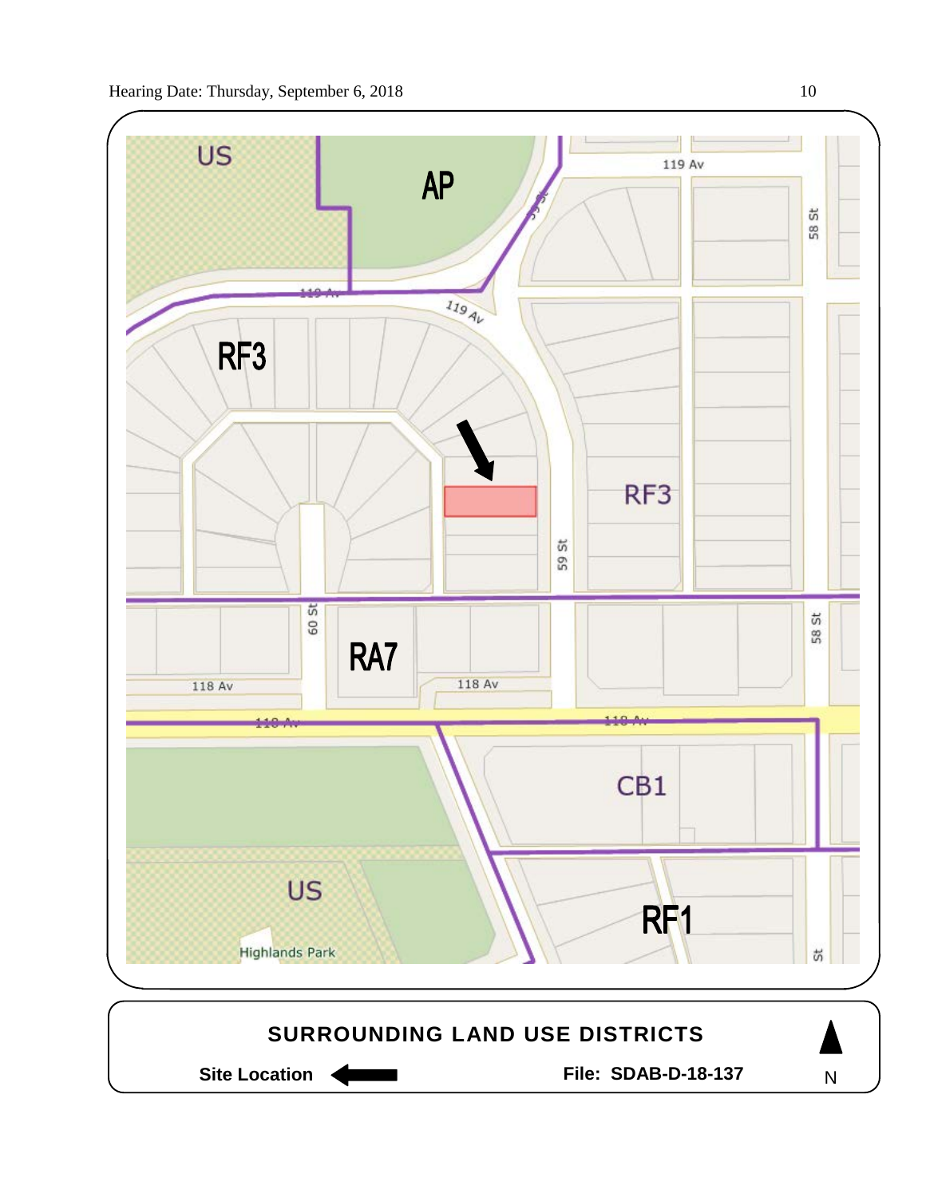US

AP

119 Av

58 St

119 Av

119 Av

RF3

RF3

59 St

60 St

58 St

RA7

118 Av

118 Av

118 Av

118 Av

CB1

US

RF1

Highlands Park

St

**SURROUNDING LAND USE DISTRICTS**

**Site Location** ⟵

**File: SDAB-D-18-137**

N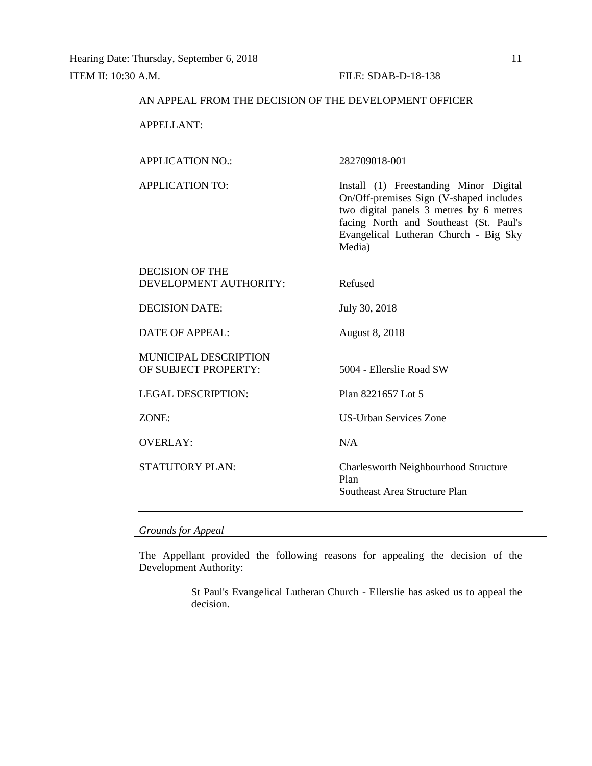ITEM II: 10:30 A.M. FILE: SDAB-D-18-138

AN APPEAL FROM THE DECISION OF THE DEVELOPMENT OFFICER

| | |
|---|---|
| APPELLANT: | |
| APPLICATION NO.: | 282709018-001 |
| APPLICATION TO: | Install (1) Freestanding Minor Digital On/Off-premises Sign (V-shaped includes two digital panels 3 metres by 6 metres facing North and Southeast (St. Paul's Evangelical Lutheran Church - Big Sky Media) |
| DECISION OF THE DEVELOPMENT AUTHORITY: | Refused |
| DECISION DATE: | July 30, 2018 |
| DATE OF APPEAL: | August 8, 2018 |
| MUNICIPAL DESCRIPTION OF SUBJECT PROPERTY: | 5004 - Ellerslie Road SW |
| LEGAL DESCRIPTION: | Plan 8221657 Lot 5 |
| ZONE: | US-Urban Services Zone |
| OVERLAY: | N/A |
| STATUTORY PLAN: | Charlesworth Neighbourhood Structure Plan<br>Southeast Area Structure Plan |

---

*Grounds for Appeal*

The Appellant provided the following reasons for appealing the decision of the Development Authority:

> St Paul's Evangelical Lutheran Church - Ellerslie has asked us to appeal the decision.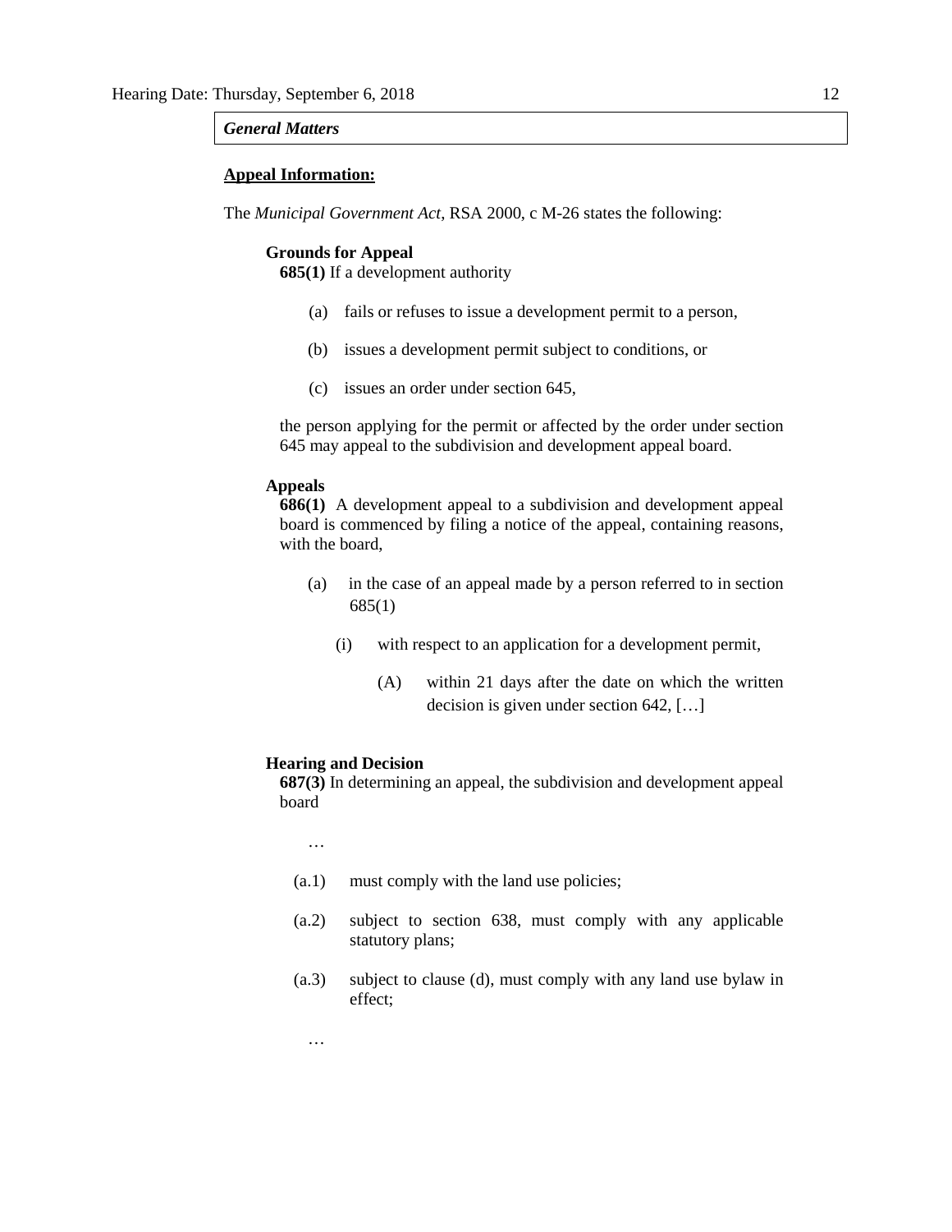***General Matters***

**Appeal Information:**

The *Municipal Government Act*, RSA 2000, c M-26 states the following:

**Grounds for Appeal**

**685(1)** If a development authority

(a) fails or refuses to issue a development permit to a person,

(b) issues a development permit subject to conditions, or

(c) issues an order under section 645,

the person applying for the permit or affected by the order under section 645 may appeal to the subdivision and development appeal board.

**Appeals**

**686(1)** A development appeal to a subdivision and development appeal board is commenced by filing a notice of the appeal, containing reasons, with the board,

(a) in the case of an appeal made by a person referred to in section 685(1)

(i) with respect to an application for a development permit,

(A) within 21 days after the date on which the written decision is given under section 642, […]

**Hearing and Decision**

**687(3)** In determining an appeal, the subdivision and development appeal board

…

(a.1) must comply with the land use policies;

(a.2) subject to section 638, must comply with any applicable statutory plans;

(a.3) subject to clause (d), must comply with any land use bylaw in effect;

…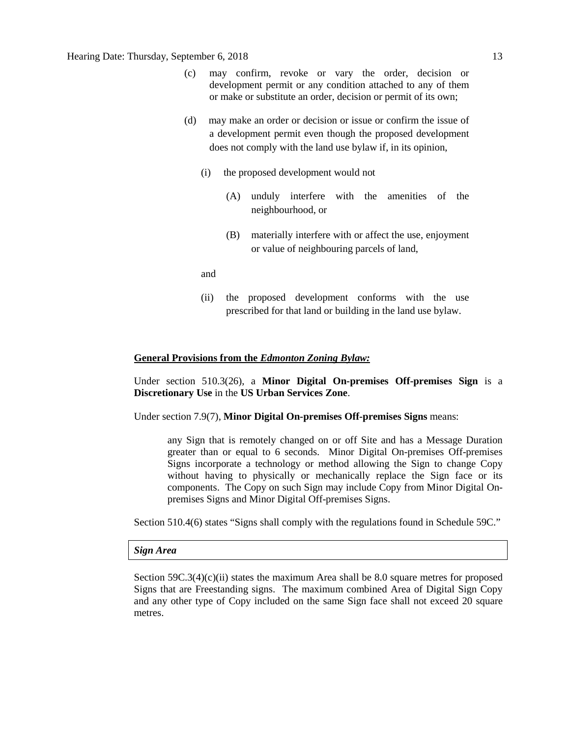(c) may confirm, revoke or vary the order, decision or development permit or any condition attached to any of them or make or substitute an order, decision or permit of its own;

(d) may make an order or decision or issue or confirm the issue of a development permit even though the proposed development does not comply with the land use bylaw if, in its opinion,

  (i) the proposed development would not

    (A) unduly interfere with the amenities of the neighbourhood, or

    (B) materially interfere with or affect the use, enjoyment or value of neighbouring parcels of land,

  and

  (ii) the proposed development conforms with the use prescribed for that land or building in the land use bylaw.

**General Provisions from the *Edmonton Zoning Bylaw:***

Under section 510.3(26), a **Minor Digital On-premises Off-premises Sign** is a **Discretionary Use** in the **US Urban Services Zone**.

Under section 7.9(7), **Minor Digital On-premises Off-premises Signs** means:

> any Sign that is remotely changed on or off Site and has a Message Duration greater than or equal to 6 seconds. Minor Digital On-premises Off-premises Signs incorporate a technology or method allowing the Sign to change Copy without having to physically or mechanically replace the Sign face or its components. The Copy on such Sign may include Copy from Minor Digital On-premises Signs and Minor Digital Off-premises Signs.

Section 510.4(6) states "Signs shall comply with the regulations found in Schedule 59C."

***Sign Area***

Section 59C.3(4)(c)(ii) states the maximum Area shall be 8.0 square metres for proposed Signs that are Freestanding signs. The maximum combined Area of Digital Sign Copy and any other type of Copy included on the same Sign face shall not exceed 20 square metres.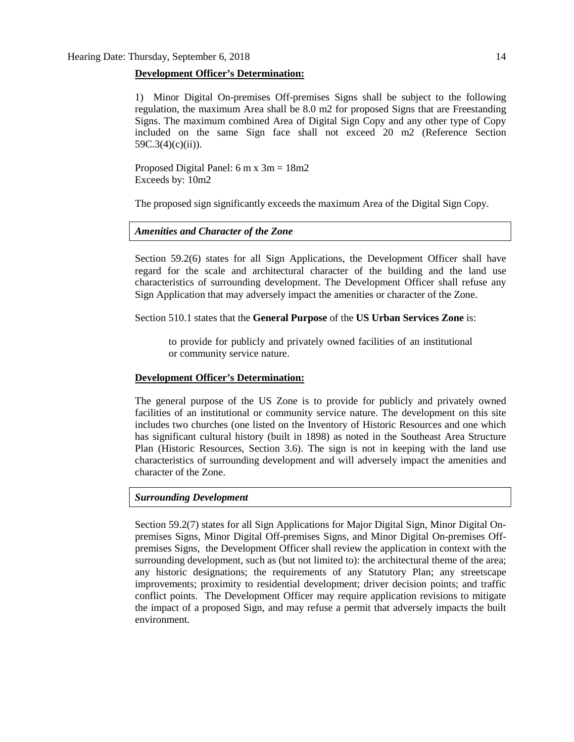**Development Officer's Determination:**

1) Minor Digital On-premises Off-premises Signs shall be subject to the following regulation, the maximum Area shall be 8.0 m2 for proposed Signs that are Freestanding Signs. The maximum combined Area of Digital Sign Copy and any other type of Copy included on the same Sign face shall not exceed 20 m2 (Reference Section 59C.3(4)(c)(ii)).

Proposed Digital Panel: 6 m x 3m = 18m2
Exceeds by: 10m2

The proposed sign significantly exceeds the maximum Area of the Digital Sign Copy.

***Amenities and Character of the Zone***

Section 59.2(6) states for all Sign Applications, the Development Officer shall have regard for the scale and architectural character of the building and the land use characteristics of surrounding development. The Development Officer shall refuse any Sign Application that may adversely impact the amenities or character of the Zone.

Section 510.1 states that the **General Purpose** of the **US Urban Services Zone** is:

> to provide for publicly and privately owned facilities of an institutional or community service nature.

**Development Officer's Determination:**

The general purpose of the US Zone is to provide for publicly and privately owned facilities of an institutional or community service nature. The development on this site includes two churches (one listed on the Inventory of Historic Resources and one which has significant cultural history (built in 1898) as noted in the Southeast Area Structure Plan (Historic Resources, Section 3.6). The sign is not in keeping with the land use characteristics of surrounding development and will adversely impact the amenities and character of the Zone.

***Surrounding Development***

Section 59.2(7) states for all Sign Applications for Major Digital Sign, Minor Digital On-premises Signs, Minor Digital Off-premises Signs, and Minor Digital On-premises Off-premises Signs, the Development Officer shall review the application in context with the surrounding development, such as (but not limited to): the architectural theme of the area; any historic designations; the requirements of any Statutory Plan; any streetscape improvements; proximity to residential development; driver decision points; and traffic conflict points. The Development Officer may require application revisions to mitigate the impact of a proposed Sign, and may refuse a permit that adversely impacts the built environment.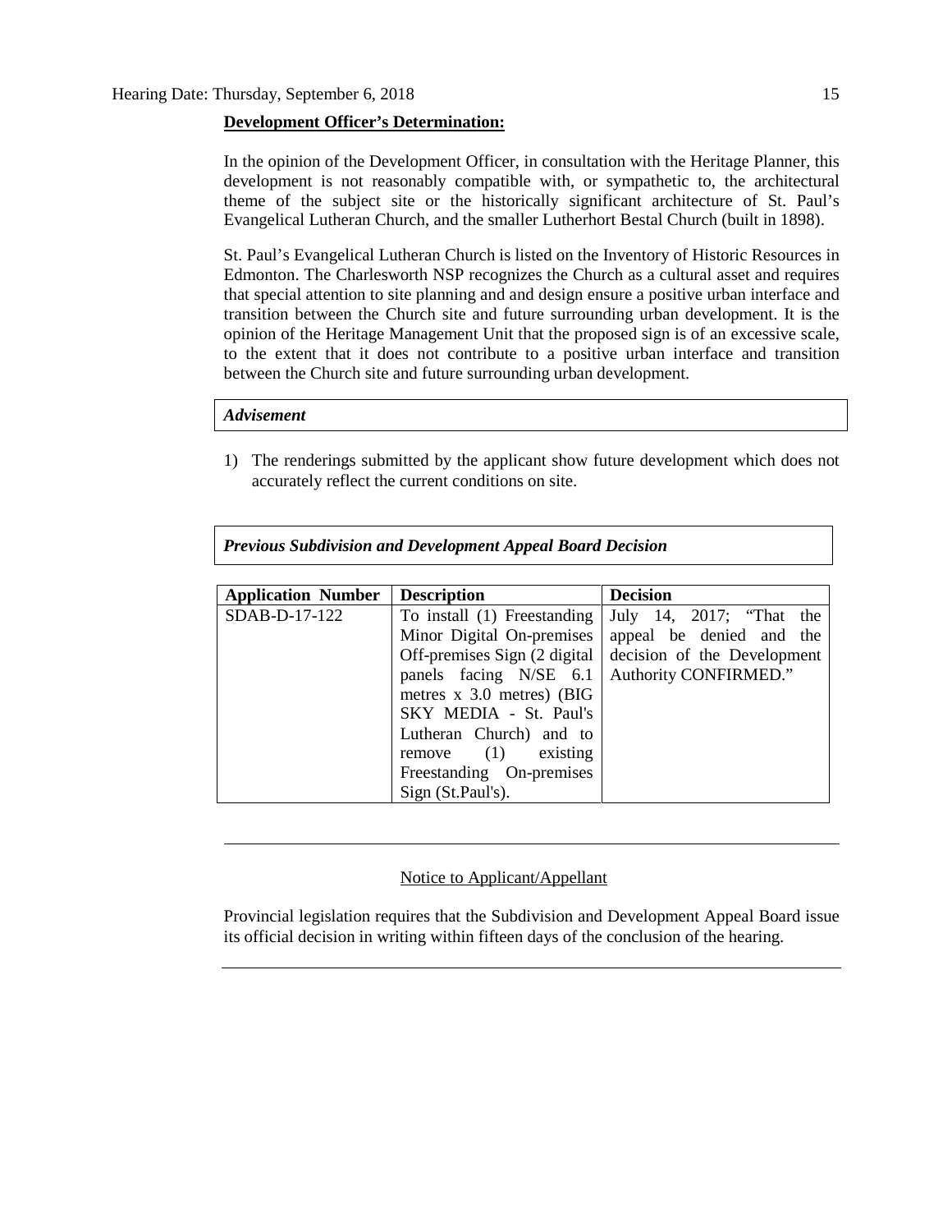**Development Officer's Determination:**

In the opinion of the Development Officer, in consultation with the Heritage Planner, this development is not reasonably compatible with, or sympathetic to, the architectural theme of the subject site or the historically significant architecture of St. Paul's Evangelical Lutheran Church, and the smaller Lutherhort Bestal Church (built in 1898).

St. Paul's Evangelical Lutheran Church is listed on the Inventory of Historic Resources in Edmonton. The Charlesworth NSP recognizes the Church as a cultural asset and requires that special attention to site planning and and design ensure a positive urban interface and transition between the Church site and future surrounding urban development. It is the opinion of the Heritage Management Unit that the proposed sign is of an excessive scale, to the extent that it does not contribute to a positive urban interface and transition between the Church site and future surrounding urban development.

***Advisement***

1) The renderings submitted by the applicant show future development which does not accurately reflect the current conditions on site.

***Previous Subdivision and Development Appeal Board Decision***

| Application Number | Description | Decision |
|---|---|---|
| SDAB-D-17-122 | To install (1) Freestanding Minor Digital On-premises Off-premises Sign (2 digital panels facing N/SE 6.1 metres x 3.0 metres) (BIG SKY MEDIA - St. Paul's Lutheran Church) and to remove (1) existing Freestanding On-premises Sign (St.Paul's). | July 14, 2017; "That the appeal be denied and the decision of the Development Authority CONFIRMED." |

---

Notice to Applicant/Appellant

Provincial legislation requires that the Subdivision and Development Appeal Board issue its official decision in writing within fifteen days of the conclusion of the hearing.

---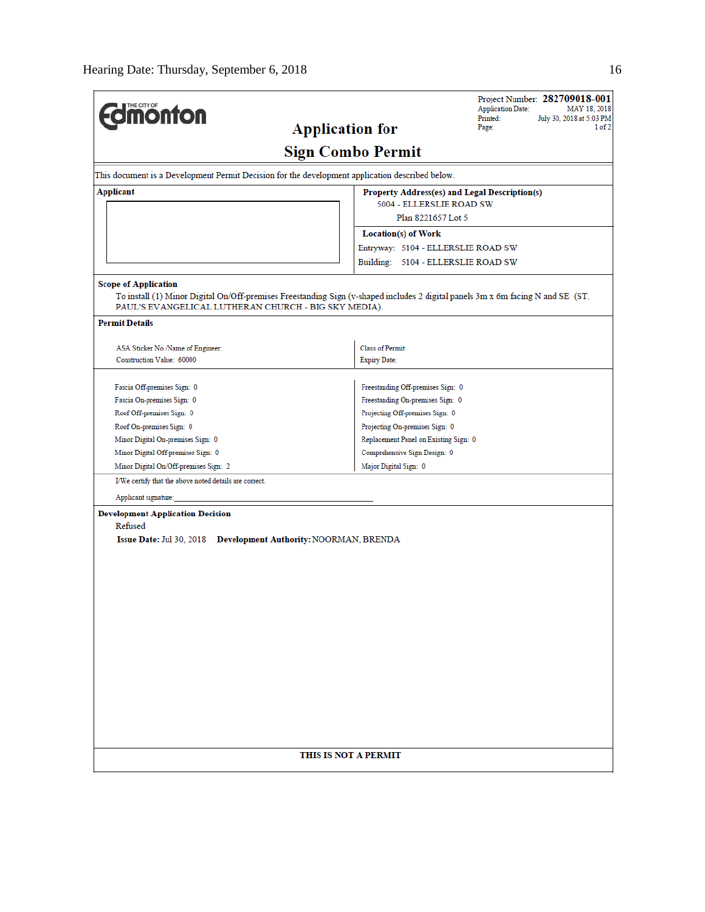**THE CITY OF Edmonton**

# Application for Sign Combo Permit

Project Number: **282709018-001**
Application Date: MAY 18, 2018
Printed: July 30, 2018 at 5:03 PM
Page: 1 of 2

This document is a Development Permit Decision for the development application described below.

**Applicant**

**Property Address(es) and Legal Description(s)**
5004 - ELLERSLIE ROAD SW
Plan 8221657 Lot 5

**Location(s) of Work**
Entryway: 5104 - ELLERSLIE ROAD SW
Building: 5104 - ELLERSLIE ROAD SW

**Scope of Application**
To install (1) Minor Digital On/Off-premises Freestanding Sign (v-shaped includes 2 digital panels 3m x 6m facing N and SE (ST. PAUL'S EVANGELICAL LUTHERAN CHURCH - BIG SKY MEDIA).

**Permit Details**

| | |
|---|---|
| ASA Sticker No./Name of Engineer: | Class of Permit: |
| Construction Value: 60000 | Expiry Date: |

| | |
|---|---|
| Fascia Off-premises Sign: 0 | Freestanding Off-premises Sign: 0 |
| Fascia On-premises Sign: 0 | Freestanding On-premises Sign: 0 |
| Roof Off-premises Sign: 0 | Projecting Off-premises Sign: 0 |
| Roof On-premises Sign: 0 | Projecting On-premises Sign: 0 |
| Minor Digital On-premises Sign: 0 | Replacement Panel on Existing Sign: 0 |
| Minor Digital Off-premises Sign: 0 | Comprehensive Sign Design: 0 |
| Minor Digital On/Off-premises Sign: 2 | Major Digital Sign: 0 |

I/We certify that the above noted details are correct.

Applicant signature: ______________________________

**Development Application Decision**
Refused
**Issue Date:** Jul 30, 2018 **Development Authority:** NOORMAN, BRENDA

**THIS IS NOT A PERMIT**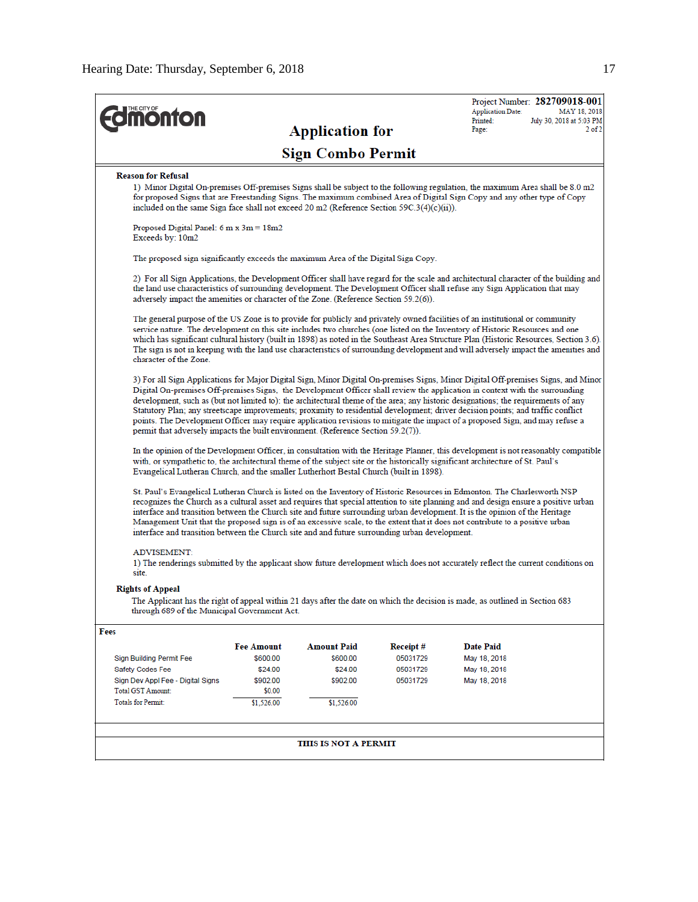Hearing Date: Thursday, September 6, 2018

**THE CITY OF Edmonton**

# Application for Sign Combo Permit

Project Number: **282709018-001**
Application Date: MAY 18, 2018
Printed: July 30, 2018 at 5:03 PM
Page: 2 of 2

**Reason for Refusal**

1) Minor Digital On-premises Off-premises Signs shall be subject to the following regulation, the maximum Area shall be 8.0 m2 for proposed Signs that are Freestanding Signs. The maximum combined Area of Digital Sign Copy and any other type of Copy included on the same Sign face shall not exceed 20 m2 (Reference Section 59C.3(4)(c)(ii)).

Proposed Digital Panel: 6 m x 3m = 18m2
Exceeds by: 10m2

The proposed sign significantly exceeds the maximum Area of the Digital Sign Copy.

2) For all Sign Applications, the Development Officer shall have regard for the scale and architectural character of the building and the land use characteristics of surrounding development. The Development Officer shall refuse any Sign Application that may adversely impact the amenities or character of the Zone. (Reference Section 59.2(6)).

The general purpose of the US Zone is to provide for publicly and privately owned facilities of an institutional or community service nature. The development on this site includes two churches (one listed on the Inventory of Historic Resources and one which has significant cultural history (built in 1898) as noted in the Southeast Area Structure Plan (Historic Resources, Section 3.6). The sign is not in keeping with the land use characteristics of surrounding development and will adversely impact the amenities and character of the Zone.

3) For all Sign Applications for Major Digital Sign, Minor Digital On-premises Signs, Minor Digital Off-premises Signs, and Minor Digital On-premises Off-premises Signs, the Development Officer shall review the application in context with the surrounding development, such as (but not limited to): the architectural theme of the area; any historic designations; the requirements of any Statutory Plan; any streetscape improvements; proximity to residential development; driver decision points; and traffic conflict points. The Development Officer may require application revisions to mitigate the impact of a proposed Sign, and may refuse a permit that adversely impacts the built environment. (Reference Section 59.2(7)).

In the opinion of the Development Officer, in consultation with the Heritage Planner, this development is not reasonably compatible with, or sympathetic to, the architectural theme of the subject site or the historically significant architecture of St. Paul's Evangelical Lutheran Church, and the smaller Lutherhort Bestal Church (built in 1898).

St. Paul's Evangelical Lutheran Church is listed on the Inventory of Historic Resources in Edmonton. The Charlesworth NSP recognizes the Church as a cultural asset and requires that special attention to site planning and and design ensure a positive urban interface and transition between the Church site and future surrounding urban development. It is the opinion of the Heritage Management Unit that the proposed sign is of an excessive scale, to the extent that it does not contribute to a positive urban interface and transition between the Church site and and future surrounding urban development.

ADVISEMENT:
1) The renderings submitted by the applicant show future development which does not accurately reflect the current conditions on site.

**Rights of Appeal**

The Applicant has the right of appeal within 21 days after the date on which the decision is made, as outlined in Section 683 through 689 of the Municipal Government Act.

**Fees**

| | Fee Amount | Amount Paid | Receipt # | Date Paid |
|---|---|---|---|---|
| Sign Building Permit Fee | $600.00 | $600.00 | 05031729 | May 18, 2018 |
| Safety Codes Fee | $24.00 | $24.00 | 05031729 | May 18, 2018 |
| Sign Dev Appl Fee - Digital Signs | $902.00 | $902.00 | 05031729 | May 18, 2018 |
| Total GST Amount: | $0.00 | | | |
| Totals for Permit: | $1,526.00 | $1,526.00 | | |

**THIS IS NOT A PERMIT**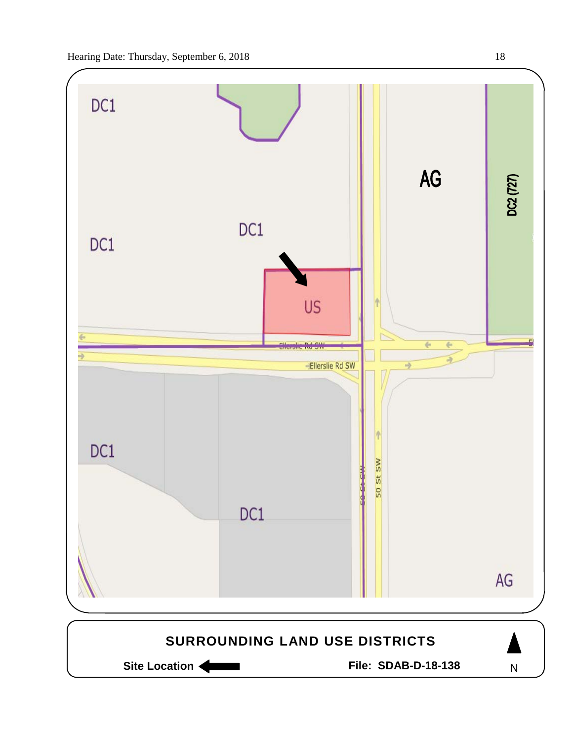DC1

DC1

DC1

AG

DC2 (727)

US

Ellerslie Rd SW

Ellerslie Rd SW

DC1

DC1

50 St SW

50 St SW

AG

**SURROUNDING LAND USE DISTRICTS**

**Site Location** ⟵

**File: SDAB-D-18-138**

N